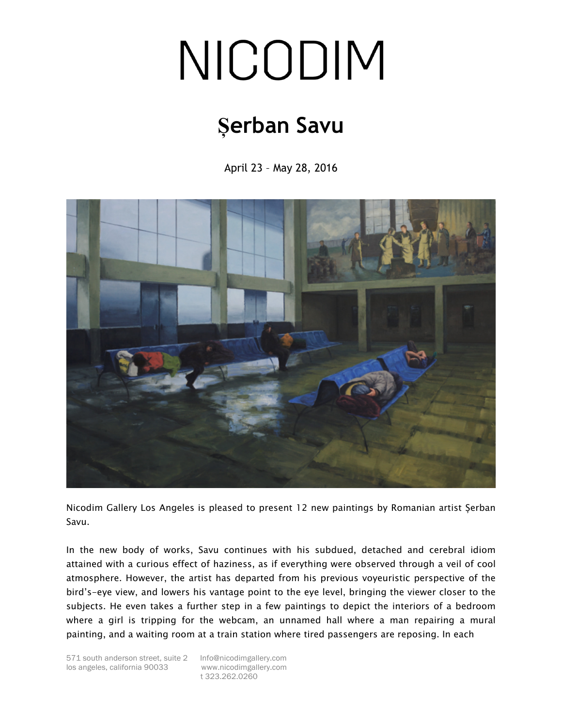# NICODIM

## Șerban Savu

April 23 – May 28, 2016

Nicodim Gallery Los Angeles is pleased to present 12 new paintings by Romanian artist Șerban Savu.

In the new body of works, Savu continues with his subdued, detached and cerebral idiom attained with a curious effect of haziness, as if everything were observed through a veil of cool atmosphere. However, the artist has departed from his previous voyeuristic perspective of the bird's-eye view, and lowers his vantage point to the eye level, bringing the viewer closer to the subjects. He even takes a further step in a few paintings to depict the interiors of a bedroom where a girl is tripping for the webcam, an unnamed hall where a man repairing a mural painting, and a waiting room at a train station where tired passengers are reposing. In each

571 south anderson street, suite 2
los angeles, california 90033

Info@nicodimgallery.com
www.nicodimgallery.com
t 323.262.0260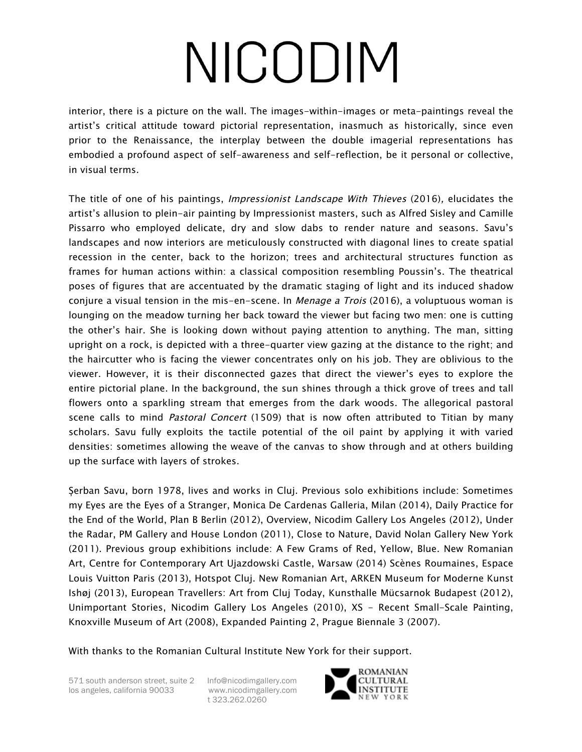interior, there is a picture on the wall. The images-within-images or meta-paintings reveal the artist's critical attitude toward pictorial representation, inasmuch as historically, since even prior to the Renaissance, the interplay between the double imagerial representations has embodied a profound aspect of self-awareness and self-reflection, be it personal or collective, in visual terms.

The title of one of his paintings, *Impressionist Landscape With Thieves* (2016), elucidates the artist's allusion to plein-air painting by Impressionist masters, such as Alfred Sisley and Camille Pissarro who employed delicate, dry and slow dabs to render nature and seasons. Savu's landscapes and now interiors are meticulously constructed with diagonal lines to create spatial recession in the center, back to the horizon; trees and architectural structures function as frames for human actions within: a classical composition resembling Poussin's. The theatrical poses of figures that are accentuated by the dramatic staging of light and its induced shadow conjure a visual tension in the mis-en-scene. In *Menage a Trois* (2016), a voluptuous woman is lounging on the meadow turning her back toward the viewer but facing two men: one is cutting the other's hair. She is looking down without paying attention to anything. The man, sitting upright on a rock, is depicted with a three-quarter view gazing at the distance to the right; and the haircutter who is facing the viewer concentrates only on his job. They are oblivious to the viewer. However, it is their disconnected gazes that direct the viewer's eyes to explore the entire pictorial plane. In the background, the sun shines through a thick grove of trees and tall flowers onto a sparkling stream that emerges from the dark woods. The allegorical pastoral scene calls to mind *Pastoral Concert* (1509) that is now often attributed to Titian by many scholars. Savu fully exploits the tactile potential of the oil paint by applying it with varied densities: sometimes allowing the weave of the canvas to show through and at others building up the surface with layers of strokes.

Șerban Savu, born 1978, lives and works in Cluj. Previous solo exhibitions include: Sometimes my Eyes are the Eyes of a Stranger, Monica De Cardenas Galleria, Milan (2014), Daily Practice for the End of the World, Plan B Berlin (2012), Overview, Nicodim Gallery Los Angeles (2012), Under the Radar, PM Gallery and House London (2011), Close to Nature, David Nolan Gallery New York (2011). Previous group exhibitions include: A Few Grams of Red, Yellow, Blue. New Romanian Art, Centre for Contemporary Art Ujazdowski Castle, Warsaw (2014) Scènes Roumaines, Espace Louis Vuitton Paris (2013), Hotspot Cluj. New Romanian Art, ARKEN Museum for Moderne Kunst Ishøj (2013), European Travellers: Art from Cluj Today, Kunsthalle Mücsarnok Budapest (2012), Unimportant Stories, Nicodim Gallery Los Angeles (2010), XS - Recent Small-Scale Painting, Knoxville Museum of Art (2008), Expanded Painting 2, Prague Biennale 3 (2007).

With thanks to the Romanian Cultural Institute New York for their support.

571 south anderson street, suite 2
los angeles, california 90033

Info@nicodimgallery.com
www.nicodimgallery.com
t 323.262.0260

ROMANIAN CULTURAL INSTITUTE NEW YORK